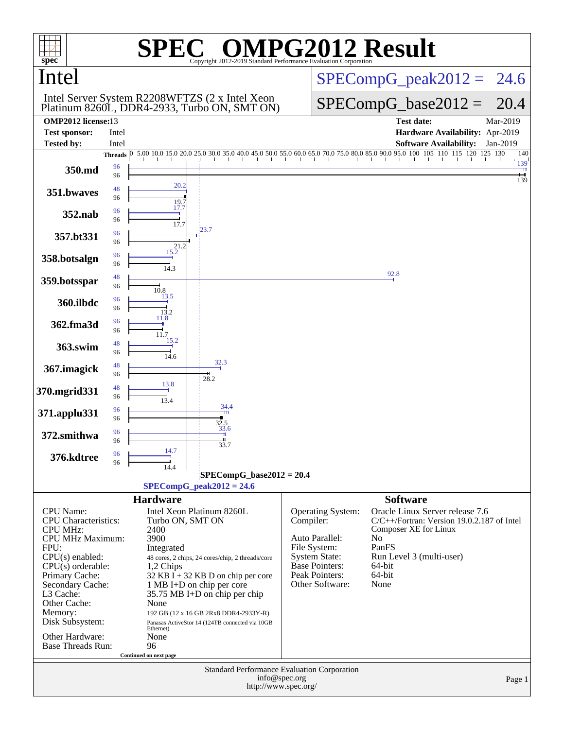# SPEC OMPG2012 Result

Copyright 2012-2019 Standard Performance Evaluation Corporation

## Intel

Intel Server System R2208WFTZS (2 x Intel Xeon Platinum 8260L, DDR4-2933, Turbo ON, SMT ON)

**SPECompG_peak2012 = 24.6**

**SPECompG_base2012 = 20.4**

| | | | |
|---|---|---|---|
| **OMP2012 license:** | 13 | **Test date:** | Mar-2019 |
| **Test sponsor:** | Intel | **Hardware Availability:** | Apr-2019 |
| **Tested by:** | Intel | **Software Availability:** | Jan-2019 |

| Benchmark | Peak Threads | Base Threads | Peak Ratio | Base Ratio |
|---|---|---|---|---|
| 350.md | 96 | 96 | 139 | 139 |
| 351.bwaves | 48 | 96 | 20.2 | 19.7 |
| 352.nab | 96 | 96 | 17.7 | 17.7 |
| 357.bt331 | 96 | 96 | 23.7 | 21.2 |
| 358.botsalgn | 96 | 96 | 15.2 | 14.3 |
| 359.botsspar | 48 | 96 | 92.8 | 10.8 |
| 360.ilbdc | 96 | 96 | 13.5 | 13.2 |
| 362.fma3d | 96 | 96 | 11.8 | 11.7 |
| 363.swim | 48 | 96 | 15.2 | 14.6 |
| 367.imagick | 48 | 96 | 32.3 | 28.2 |
| 370.mgrid331 | 48 | 96 | 13.8 | 13.4 |
| 371.applu331 | 96 | 96 | 34.4 | 32.5 |
| 372.smithwa | 96 | 96 | 33.6 | 33.7 |
| 376.kdtree | 96 | 96 | 14.7 | 14.4 |

SPECompG_base2012 = 20.4

SPECompG_peak2012 = 24.6

### Hardware

| | |
|---|---|
| CPU Name: | Intel Xeon Platinum 8260L |
| CPU Characteristics: | Turbo ON, SMT ON |
| CPU MHz: | 2400 |
| CPU MHz Maximum: | 3900 |
| FPU: | Integrated |
| CPU(s) enabled: | 48 cores, 2 chips, 24 cores/chip, 2 threads/core |
| CPU(s) orderable: | 1,2 Chips |
| Primary Cache: | 32 KB I + 32 KB D on chip per core |
| Secondary Cache: | 1 MB I+D on chip per core |
| L3 Cache: | 35.75 MB I+D on chip per chip |
| Other Cache: | None |
| Memory: | 192 GB (12 x 16 GB 2Rx8 DDR4-2933Y-R) |
| Disk Subsystem: | Panasas ActiveStor 14 (124TB connected via 10GB Ethernet) |
| Other Hardware: | None |
| Base Threads Run: | 96 |

Continued on next page

### Software

| | |
|---|---|
| Operating System: | Oracle Linux Server release 7.6 |
| Compiler: | C/C++/Fortran: Version 19.0.2.187 of Intel Composer XE for Linux |
| Auto Parallel: | No |
| File System: | PanFS |
| System State: | Run Level 3 (multi-user) |
| Base Pointers: | 64-bit |
| Peak Pointers: | 64-bit |
| Other Software: | None |

Standard Performance Evaluation Corporation
info@spec.org
http://www.spec.org/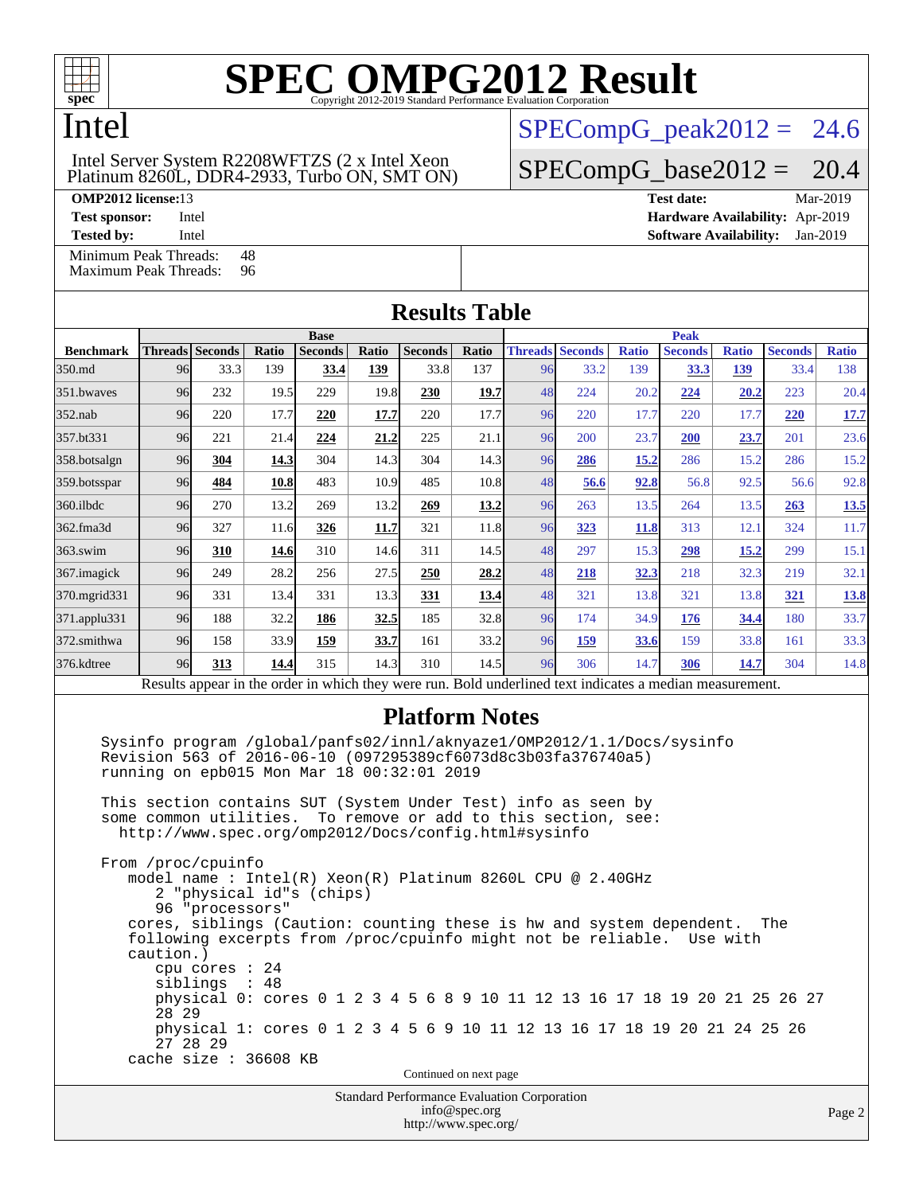# SPEC OMPG2012 Result

Copyright 2012-2019 Standard Performance Evaluation Corporation

## Intel

Intel Server System R2208WFTZS (2 x Intel Xeon Platinum 8260L, DDR4-2933, Turbo ON, SMT ON)

SPECompG_peak2012 = 24.6

SPECompG_base2012 = 20.4

**OMP2012 license:** 13
**Test sponsor:** Intel
**Tested by:** Intel

**Test date:** Mar-2019
**Hardware Availability:** Apr-2019
**Software Availability:** Jan-2019

Minimum Peak Threads: 48
Maximum Peak Threads: 96

## Results Table

| Benchmark | Base | | | | | | | Peak | | | | | | |
|---|---|---|---|---|---|---|---|---|---|---|---|---|---|---|
| | Threads | Seconds | Ratio | Seconds | Ratio | Seconds | Ratio | Threads | Seconds | Ratio | Seconds | Ratio | Seconds | Ratio |
| 350.md | 96 | 33.3 | 139 | **33.4** | **139** | 33.8 | 137 | 96 | 33.2 | 139 | **33.3** | **139** | 33.4 | 138 |
| 351.bwaves | 96 | 232 | 19.5 | 229 | 19.8 | **230** | **19.7** | 48 | 224 | 20.2 | **224** | **20.2** | 223 | 20.4 |
| 352.nab | 96 | 220 | 17.7 | **220** | **17.7** | 220 | 17.7 | 96 | 220 | 17.7 | 220 | 17.7 | **220** | **17.7** |
| 357.bt331 | 96 | 221 | 21.4 | **224** | **21.2** | 225 | 21.1 | 96 | 200 | 23.7 | **200** | **23.7** | 201 | 23.6 |
| 358.botsalgn | 96 | **304** | **14.3** | 304 | 14.3 | 304 | 14.3 | 96 | **286** | **15.2** | 286 | 15.2 | 286 | 15.2 |
| 359.botsspar | 96 | **484** | **10.8** | 483 | 10.9 | 485 | 10.8 | 48 | **56.6** | **92.8** | 56.8 | 92.5 | 56.6 | 92.8 |
| 360.ilbdc | 96 | 270 | 13.2 | 269 | 13.2 | **269** | **13.2** | 96 | 263 | 13.5 | 264 | 13.5 | **263** | **13.5** |
| 362.fma3d | 96 | 327 | 11.6 | **326** | **11.7** | 321 | 11.8 | 96 | **323** | **11.8** | 313 | 12.1 | 324 | 11.7 |
| 363.swim | 96 | **310** | **14.6** | 310 | 14.6 | 311 | 14.5 | 48 | 297 | 15.3 | **298** | **15.2** | 299 | 15.1 |
| 367.imagick | 96 | 249 | 28.2 | 256 | 27.5 | **250** | **28.2** | 48 | **218** | **32.3** | 218 | 32.3 | 219 | 32.1 |
| 370.mgrid331 | 96 | 331 | 13.4 | 331 | 13.3 | **331** | **13.4** | 48 | 321 | 13.8 | 321 | 13.8 | **321** | **13.8** |
| 371.applu331 | 96 | 188 | 32.2 | **186** | **32.5** | 185 | 32.8 | 96 | 174 | 34.9 | **176** | **34.4** | 180 | 33.7 |
| 372.smithwa | 96 | 158 | 33.9 | **159** | **33.7** | 161 | 33.2 | 96 | **159** | **33.6** | 159 | 33.8 | 161 | 33.3 |
| 376.kdtree | 96 | **313** | **14.4** | 315 | 14.3 | 310 | 14.5 | 96 | 306 | 14.7 | **306** | **14.7** | 304 | 14.8 |

Results appear in the order in which they were run. Bold underlined text indicates a median measurement.

## Platform Notes

```
Sysinfo program /global/panfs02/innl/aknyaze1/OMP2012/1.1/Docs/sysinfo
Revision 563 of 2016-06-10 (097295389cf6073d8c3b03fa376740a5)
running on epb015 Mon Mar 18 00:32:01 2019

This section contains SUT (System Under Test) info as seen by
some common utilities.  To remove or add to this section, see:
  http://www.spec.org/omp2012/Docs/config.html#sysinfo

From /proc/cpuinfo
   model name : Intel(R) Xeon(R) Platinum 8260L CPU @ 2.40GHz
      2 "physical id"s (chips)
      96 "processors"
   cores, siblings (Caution: counting these is hw and system dependent.  The
   following excerpts from /proc/cpuinfo might not be reliable.  Use with
   caution.)
      cpu cores : 24
      siblings  : 48
      physical 0: cores 0 1 2 3 4 5 6 8 9 10 11 12 13 16 17 18 19 20 21 25 26 27
      28 29
      physical 1: cores 0 1 2 3 4 5 6 9 10 11 12 13 16 17 18 19 20 21 24 25 26
      27 28 29
   cache size : 36608 KB
```

Continued on next page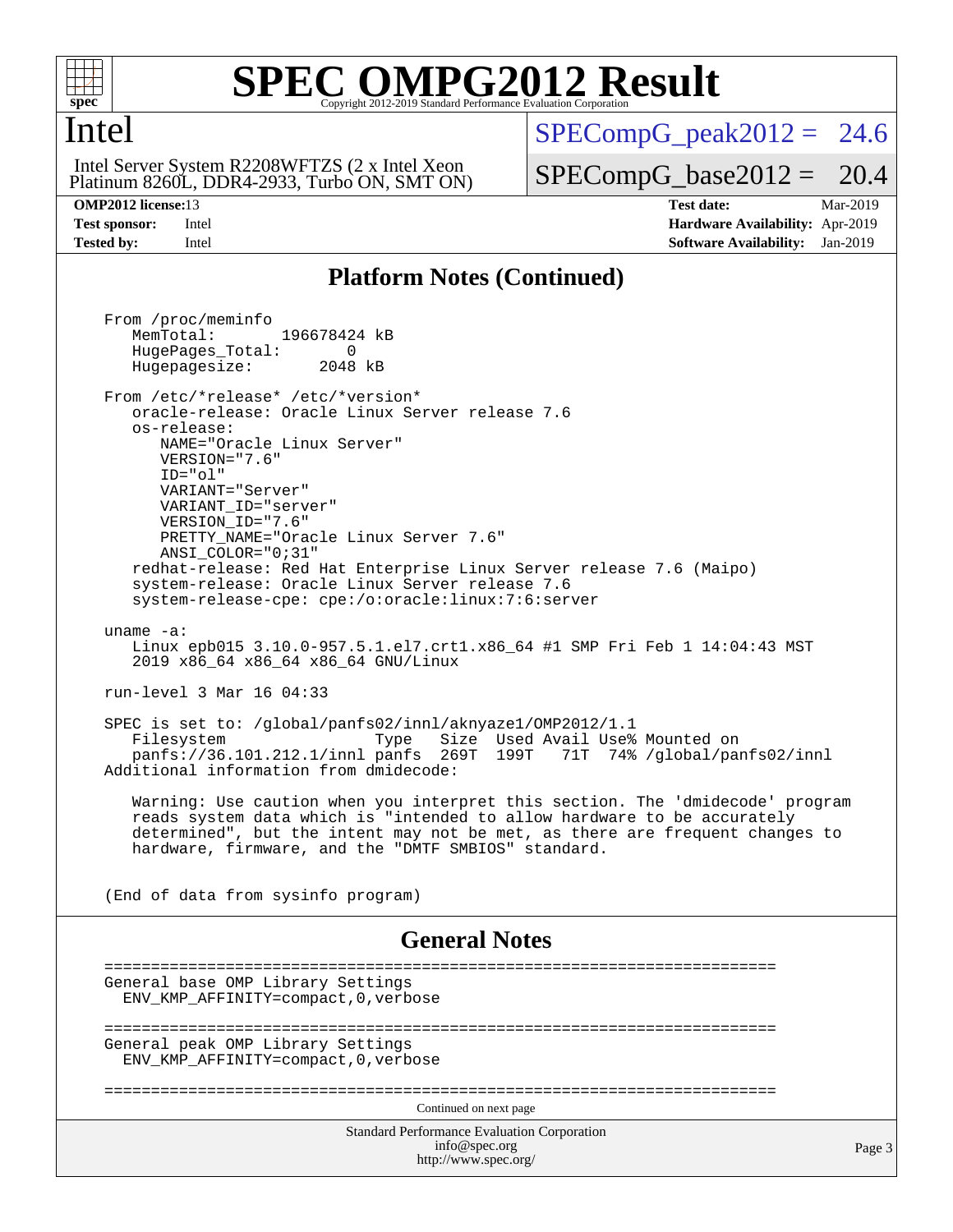# SPEC OMPG2012 Result

Copyright 2012-2019 Standard Performance Evaluation Corporation

## Intel

Intel Server System R2208WFTZS (2 x Intel Xeon Platinum 8260L, DDR4-2933, Turbo ON, SMT ON)

SPECompG_peak2012 = 24.6

SPECompG_base2012 = 20.4

| | | | |
|---|---|---|---|
| **OMP2012 license:** | 13 | **Test date:** | Mar-2019 |
| **Test sponsor:** | Intel | **Hardware Availability:** | Apr-2019 |
| **Tested by:** | Intel | **Software Availability:** | Jan-2019 |

## Platform Notes (Continued)

```
From /proc/meminfo
   MemTotal:       196678424 kB
   HugePages_Total:       0
   Hugepagesize:       2048 kB

From /etc/*release* /etc/*version*
   oracle-release: Oracle Linux Server release 7.6
   os-release:
      NAME="Oracle Linux Server"
      VERSION="7.6"
      ID="ol"
      VARIANT="Server"
      VARIANT_ID="server"
      VERSION_ID="7.6"
      PRETTY_NAME="Oracle Linux Server 7.6"
      ANSI_COLOR="0;31"
   redhat-release: Red Hat Enterprise Linux Server release 7.6 (Maipo)
   system-release: Oracle Linux Server release 7.6
   system-release-cpe: cpe:/o:oracle:linux:7:6:server

uname -a:
   Linux epb015 3.10.0-957.5.1.el7.crt1.x86_64 #1 SMP Fri Feb 1 14:04:43 MST
   2019 x86_64 x86_64 x86_64 GNU/Linux

run-level 3 Mar 16 04:33

SPEC is set to: /global/panfs02/innl/aknyaze1/OMP2012/1.1
   Filesystem              Type   Size  Used Avail Use% Mounted on
   panfs://36.101.212.1/innl panfs  269T  199T   71T  74% /global/panfs02/innl
Additional information from dmidecode:

   Warning: Use caution when you interpret this section. The 'dmidecode' program
   reads system data which is "intended to allow hardware to be accurately
   determined", but the intent may not be met, as there are frequent changes to
   hardware, firmware, and the "DMTF SMBIOS" standard.

(End of data from sysinfo program)
```

## General Notes

```
========================================================================
General base OMP Library Settings
  ENV_KMP_AFFINITY=compact,0,verbose

========================================================================
General peak OMP Library Settings
  ENV_KMP_AFFINITY=compact,0,verbose

========================================================================
```

Continued on next page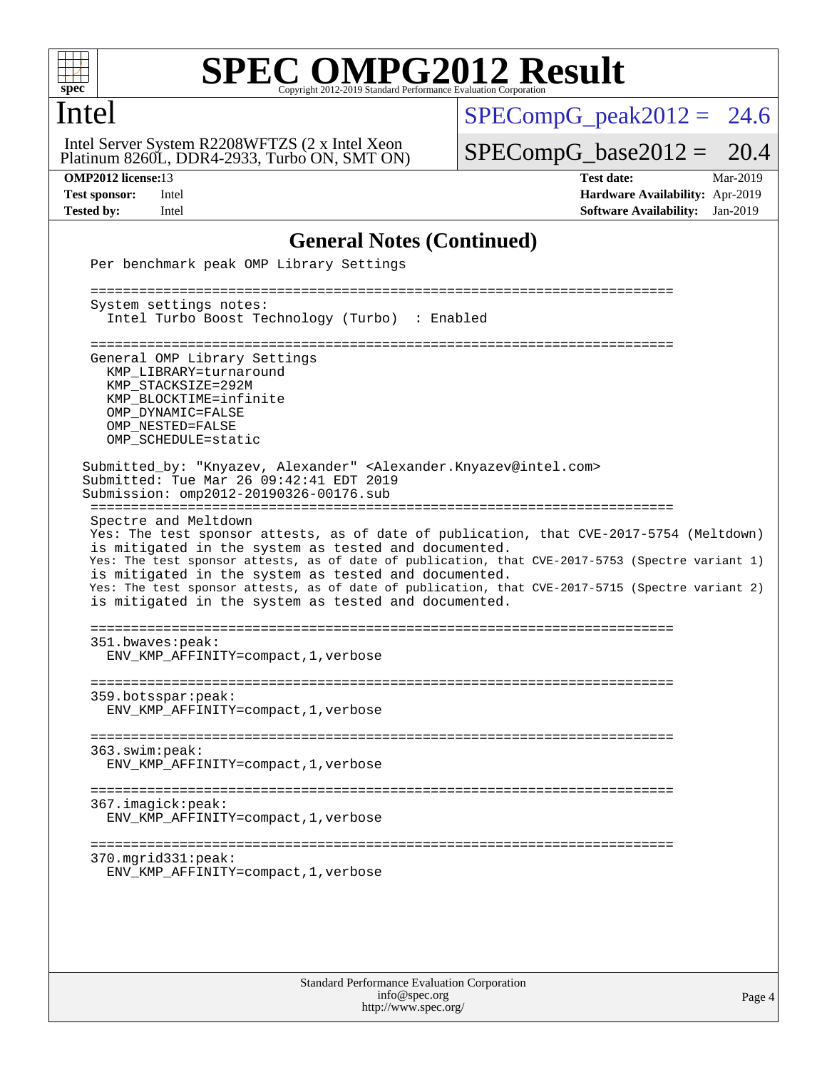## General Notes (Continued)

```
Per benchmark peak OMP Library Settings

========================================================================
System settings notes:
  Intel Turbo Boost Technology (Turbo)  : Enabled

========================================================================
General OMP Library Settings
  KMP_LIBRARY=turnaround
  KMP_STACKSIZE=292M
  KMP_BLOCKTIME=infinite
  OMP_DYNAMIC=FALSE
  OMP_NESTED=FALSE
  OMP_SCHEDULE=static

Submitted_by: "Knyazev, Alexander" <Alexander.Knyazev@intel.com>
Submitted: Tue Mar 26 09:42:41 EDT 2019
Submission: omp2012-20190326-00176.sub
========================================================================
Spectre and Meltdown
Yes: The test sponsor attests, as of date of publication, that CVE-2017-5754 (Meltdown)
is mitigated in the system as tested and documented.
Yes: The test sponsor attests, as of date of publication, that CVE-2017-5753 (Spectre variant 1)
is mitigated in the system as tested and documented.
Yes: The test sponsor attests, as of date of publication, that CVE-2017-5715 (Spectre variant 2)
is mitigated in the system as tested and documented.

========================================================================
351.bwaves:peak:
  ENV_KMP_AFFINITY=compact,1,verbose

========================================================================
359.botsspar:peak:
  ENV_KMP_AFFINITY=compact,1,verbose

========================================================================
363.swim:peak:
  ENV_KMP_AFFINITY=compact,1,verbose

========================================================================
367.imagick:peak:
  ENV_KMP_AFFINITY=compact,1,verbose

========================================================================
370.mgrid331:peak:
  ENV_KMP_AFFINITY=compact,1,verbose
```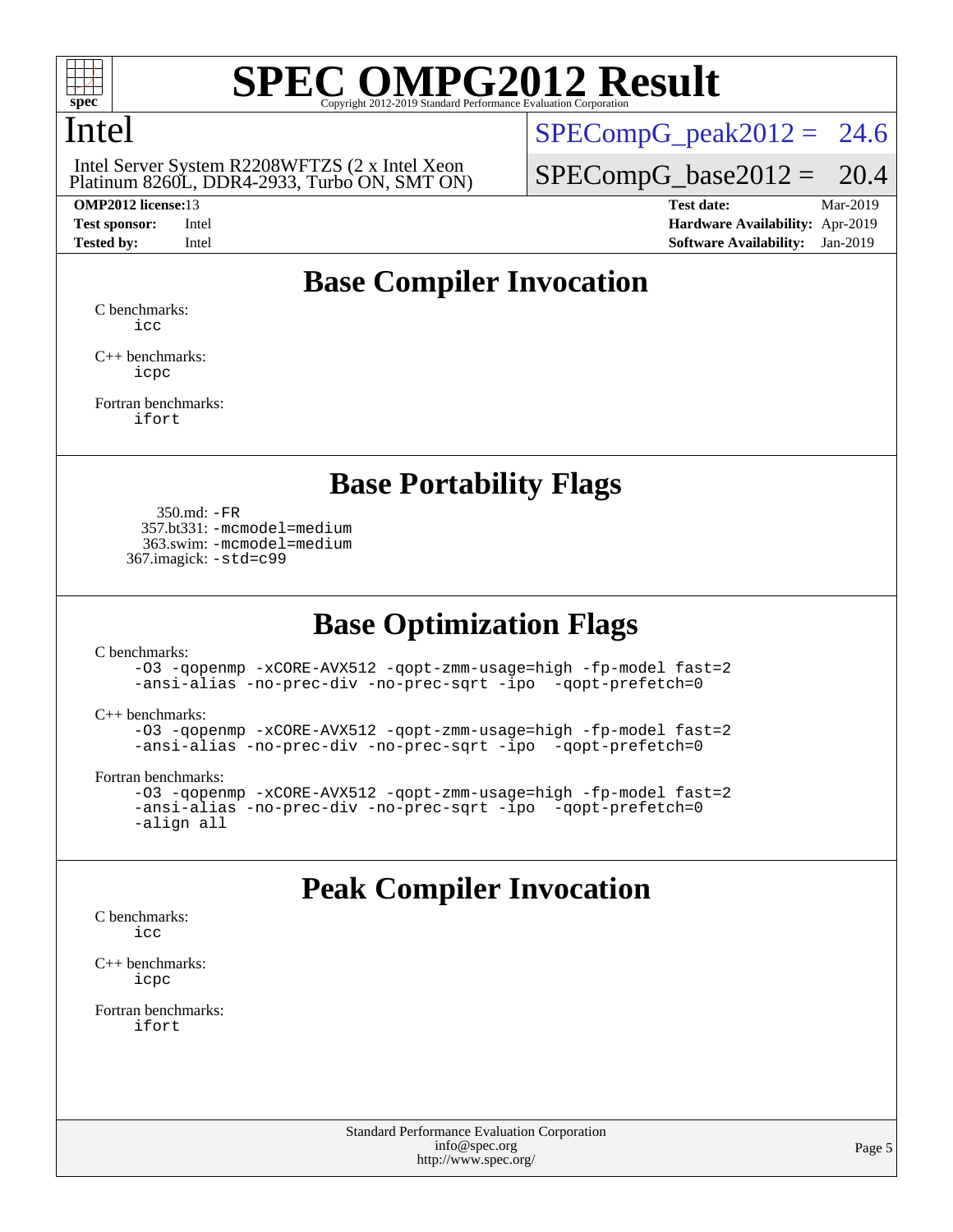# Intel

Intel Server System R2208WFTZS (2 x Intel Xeon Platinum 8260L, DDR4-2933, Turbo ON, SMT ON)

SPECompG_peak2012 = 24.6

SPECompG_base2012 = 20.4

| | | | |
|---|---|---|---|
| **OMP2012 license:** | 13 | **Test date:** | Mar-2019 |
| **Test sponsor:** | Intel | **Hardware Availability:** | Apr-2019 |
| **Tested by:** | Intel | **Software Availability:** | Jan-2019 |

## Base Compiler Invocation

C benchmarks:
```
icc
```

C++ benchmarks:
```
icpc
```

Fortran benchmarks:
```
ifort
```

## Base Portability Flags

350.md: `-FR`
357.bt331: `-mcmodel=medium`
363.swim: `-mcmodel=medium`
367.imagick: `-std=c99`

## Base Optimization Flags

C benchmarks:
```
-O3 -qopenmp -xCORE-AVX512 -qopt-zmm-usage=high -fp-model fast=2
-ansi-alias -no-prec-div -no-prec-sqrt -ipo  -qopt-prefetch=0
```

C++ benchmarks:
```
-O3 -qopenmp -xCORE-AVX512 -qopt-zmm-usage=high -fp-model fast=2
-ansi-alias -no-prec-div -no-prec-sqrt -ipo  -qopt-prefetch=0
```

Fortran benchmarks:
```
-O3 -qopenmp -xCORE-AVX512 -qopt-zmm-usage=high -fp-model fast=2
-ansi-alias -no-prec-div -no-prec-sqrt -ipo  -qopt-prefetch=0
-align all
```

## Peak Compiler Invocation

C benchmarks:
```
icc
```

C++ benchmarks:
```
icpc
```

Fortran benchmarks:
```
ifort
```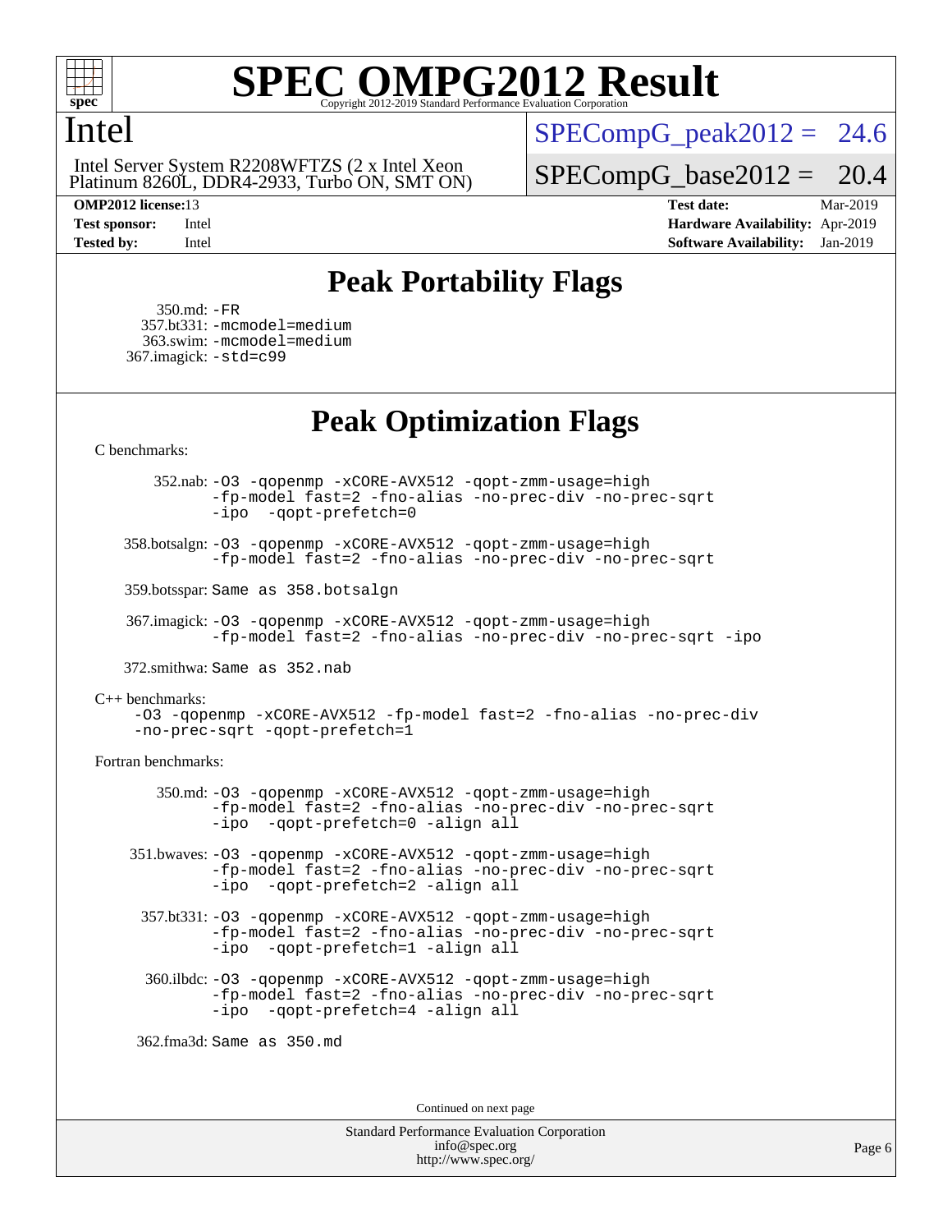# SPEC OMPG2012 Result

Copyright 2012-2019 Standard Performance Evaluation Corporation

## Intel

Intel Server System R2208WFTZS (2 x Intel Xeon Platinum 8260L, DDR4-2933, Turbo ON, SMT ON)

SPECompG_peak2012 = 24.6

SPECompG_base2012 = 20.4

**OMP2012 license:** 13
**Test sponsor:** Intel
**Tested by:** Intel

**Test date:** Mar-2019
**Hardware Availability:** Apr-2019
**Software Availability:** Jan-2019

## Peak Portability Flags

350.md: `-FR`
357.bt331: `-mcmodel=medium`
363.swim: `-mcmodel=medium`
367.imagick: `-std=c99`

## Peak Optimization Flags

C benchmarks:

352.nab: `-O3 -qopenmp -xCORE-AVX512 -qopt-zmm-usage=high -fp-model fast=2 -fno-alias -no-prec-div -no-prec-sqrt -ipo -qopt-prefetch=0`

358.botsalgn: `-O3 -qopenmp -xCORE-AVX512 -qopt-zmm-usage=high -fp-model fast=2 -fno-alias -no-prec-div -no-prec-sqrt`

359.botsspar: Same as 358.botsalgn

367.imagick: `-O3 -qopenmp -xCORE-AVX512 -qopt-zmm-usage=high -fp-model fast=2 -fno-alias -no-prec-div -no-prec-sqrt -ipo`

372.smithwa: Same as 352.nab

C++ benchmarks:

`-O3 -qopenmp -xCORE-AVX512 -fp-model fast=2 -fno-alias -no-prec-div -no-prec-sqrt -qopt-prefetch=1`

Fortran benchmarks:

350.md: `-O3 -qopenmp -xCORE-AVX512 -qopt-zmm-usage=high -fp-model fast=2 -fno-alias -no-prec-div -no-prec-sqrt -ipo -qopt-prefetch=0 -align all`

351.bwaves: `-O3 -qopenmp -xCORE-AVX512 -qopt-zmm-usage=high -fp-model fast=2 -fno-alias -no-prec-div -no-prec-sqrt -ipo -qopt-prefetch=2 -align all`

357.bt331: `-O3 -qopenmp -xCORE-AVX512 -qopt-zmm-usage=high -fp-model fast=2 -fno-alias -no-prec-div -no-prec-sqrt -ipo -qopt-prefetch=1 -align all`

360.ilbdc: `-O3 -qopenmp -xCORE-AVX512 -qopt-zmm-usage=high -fp-model fast=2 -fno-alias -no-prec-div -no-prec-sqrt -ipo -qopt-prefetch=4 -align all`

362.fma3d: Same as 350.md

Continued on next page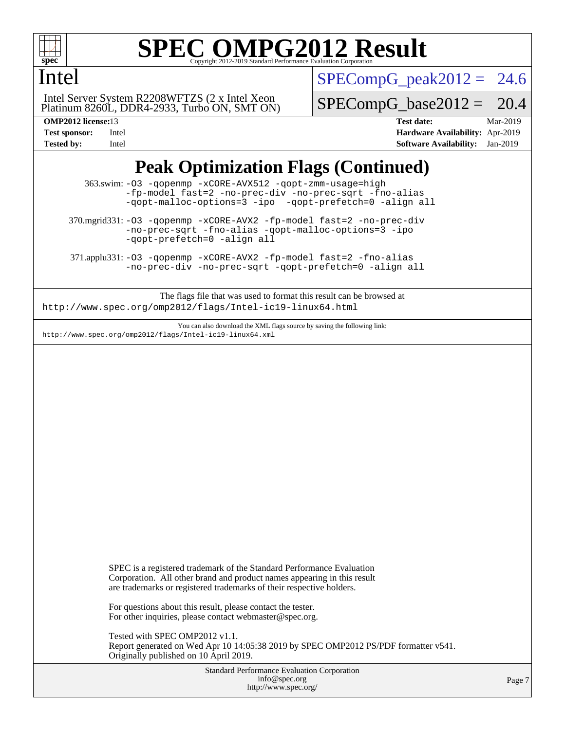# Peak Optimization Flags (Continued)

363.swim: -O3 -qopenmp -xCORE-AVX512 -qopt-zmm-usage=high -fp-model fast=2 -no-prec-div -no-prec-sqrt -fno-alias -qopt-malloc-options=3 -ipo -qopt-prefetch=0 -align all

370.mgrid331: -O3 -qopenmp -xCORE-AVX2 -fp-model fast=2 -no-prec-div -no-prec-sqrt -fno-alias -qopt-malloc-options=3 -ipo -qopt-prefetch=0 -align all

371.applu331: -O3 -qopenmp -xCORE-AVX2 -fp-model fast=2 -fno-alias -no-prec-div -no-prec-sqrt -qopt-prefetch=0 -align all

The flags file that was used to format this result can be browsed at
http://www.spec.org/omp2012/flags/Intel-ic19-linux64.html

You can also download the XML flags source by saving the following link:
http://www.spec.org/omp2012/flags/Intel-ic19-linux64.xml

SPEC is a registered trademark of the Standard Performance Evaluation Corporation. All other brand and product names appearing in this result are trademarks or registered trademarks of their respective holders.

For questions about this result, please contact the tester.
For other inquiries, please contact webmaster@spec.org.

Tested with SPEC OMP2012 v1.1.
Report generated on Wed Apr 10 14:05:38 2019 by SPEC OMP2012 PS/PDF formatter v541.
Originally published on 10 April 2019.